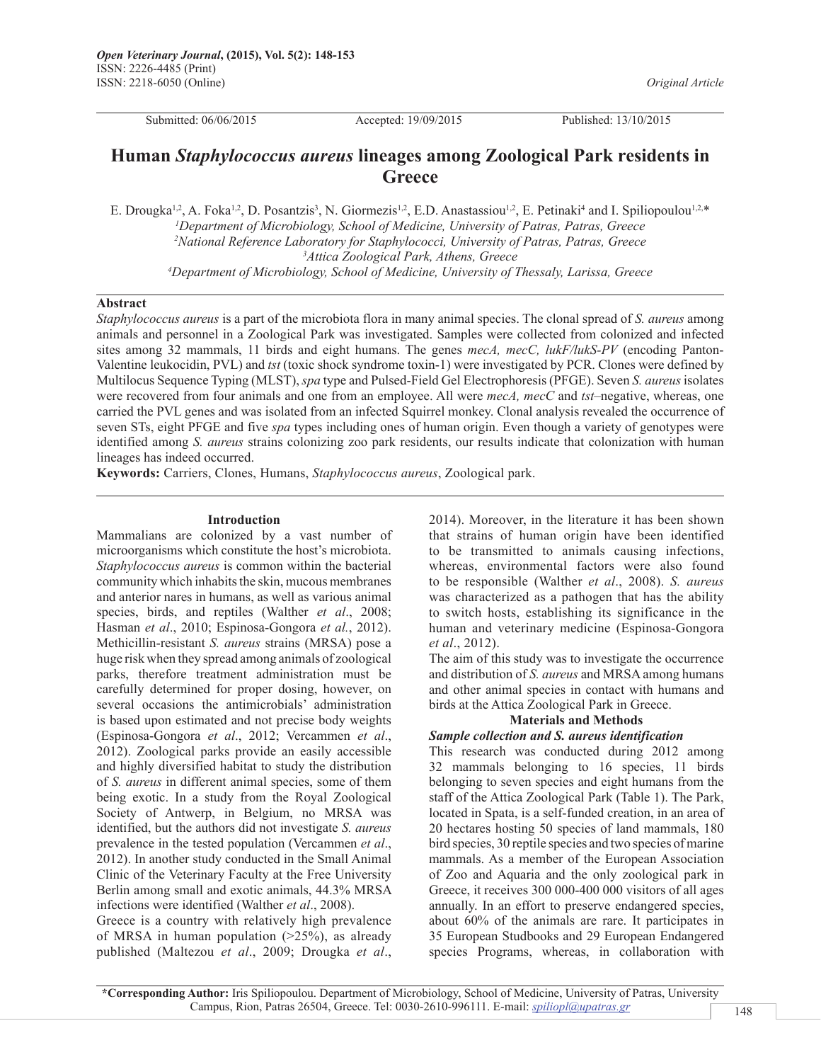Submitted: 06/06/2015 Accepted: 19/09/2015 Published: 13/10/2015

# Human *Staphylococcus aureus* lineages among Zoological Park residents in Greece

E. Drougka[1,2], A. Foka[1,2], D. Posantzis[3], N. Giormezis[1,2], E.D. Anastassiou[1,2], E. Petinaki[4] and I. Spiliopoulou[1,2,*]

[1]Department of Microbiology, School of Medicine, University of Patras, Patras, Greece
[2]National Reference Laboratory for Staphylococci, University of Patras, Patras, Greece
[3]Attica Zoological Park, Athens, Greece
[4]Department of Microbiology, School of Medicine, University of Thessaly, Larissa, Greece

## Abstract

*Staphylococcus aureus* is a part of the microbiota flora in many animal species. The clonal spread of *S. aureus* among animals and personnel in a Zoological Park was investigated. Samples were collected from colonized and infected sites among 32 mammals, 11 birds and eight humans. The genes *mecA, mecC, lukF/lukS-PV* (encoding Panton-Valentine leukocidin, PVL) and *tst* (toxic shock syndrome toxin-1) were investigated by PCR. Clones were defined by Multilocus Sequence Typing (MLST), *spa* type and Pulsed-Field Gel Electrophoresis (PFGE). Seven *S. aureus* isolates were recovered from four animals and one from an employee. All were *mecA, mecC* and *tst*–negative, whereas, one carried the PVL genes and was isolated from an infected Squirrel monkey. Clonal analysis revealed the occurrence of seven STs, eight PFGE and five *spa* types including ones of human origin. Even though a variety of genotypes were identified among *S. aureus* strains colonizing zoo park residents, our results indicate that colonization with human lineages has indeed occurred.

**Keywords:** Carriers, Clones, Humans, *Staphylococcus aureus*, Zoological park.

## Introduction

Mammalians are colonized by a vast number of microorganisms which constitute the host's microbiota. *Staphylococcus aureus* is common within the bacterial community which inhabits the skin, mucous membranes and anterior nares in humans, as well as various animal species, birds, and reptiles (Walther *et al*., 2008; Hasman *et al*., 2010; Espinosa-Gongora *et al.*, 2012). Methicillin-resistant *S. aureus* strains (MRSA) pose a huge risk when they spread among animals of zoological parks, therefore treatment administration must be carefully determined for proper dosing, however, on several occasions the antimicrobials' administration is based upon estimated and not precise body weights (Espinosa-Gongora *et al*., 2012; Vercammen *et al*., 2012). Zoological parks provide an easily accessible and highly diversified habitat to study the distribution of *S. aureus* in different animal species, some of them being exotic. In a study from the Royal Zoological Society of Antwerp, in Belgium, no MRSA was identified, but the authors did not investigate *S. aureus* prevalence in the tested population (Vercammen *et al*., 2012). In another study conducted in the Small Animal Clinic of the Veterinary Faculty at the Free University Berlin among small and exotic animals, 44.3% MRSA infections were identified (Walther *et al*., 2008).

Greece is a country with relatively high prevalence of MRSA in human population (>25%), as already published (Maltezou *et al*., 2009; Drougka *et al*., 2014). Moreover, in the literature it has been shown that strains of human origin have been identified to be transmitted to animals causing infections, whereas, environmental factors were also found to be responsible (Walther *et al*., 2008). *S. aureus* was characterized as a pathogen that has the ability to switch hosts, establishing its significance in the human and veterinary medicine (Espinosa-Gongora *et al*., 2012).

The aim of this study was to investigate the occurrence and distribution of *S. aureus* and MRSA among humans and other animal species in contact with humans and birds at the Attica Zoological Park in Greece.

## Materials and Methods

### *Sample collection and S. aureus identification*

This research was conducted during 2012 among 32 mammals belonging to 16 species, 11 birds belonging to seven species and eight humans from the staff of the Attica Zoological Park (Table 1). The Park, located in Spata, is a self-funded creation, in an area of 20 hectares hosting 50 species of land mammals, 180 bird species, 30 reptile species and two species of marine mammals. As a member of the European Association of Zoo and Aquaria and the only zoological park in Greece, it receives 300 000-400 000 visitors of all ages annually. In an effort to preserve endangered species, about 60% of the animals are rare. It participates in 35 European Studbooks and 29 European Endangered species Programs, whereas, in collaboration with

**\*Corresponding Author:** Iris Spiliopoulou. Department of Microbiology, School of Medicine, University of Patras, University Campus, Rion, Patras 26504, Greece. Tel: 0030-2610-996111. E-mail: spiliopl@upatras.gr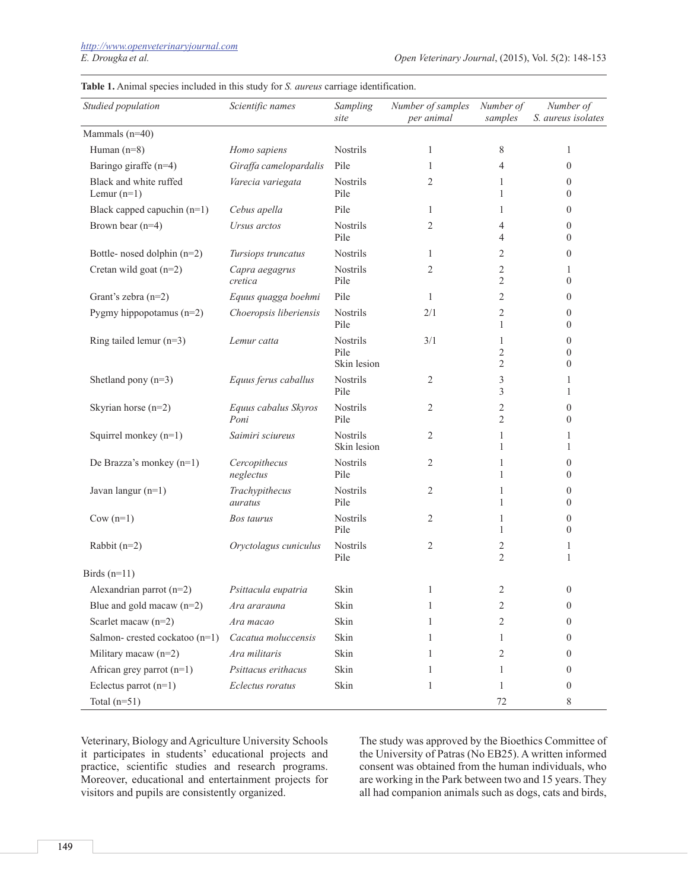**Table 1.** Animal species included in this study for *S. aureus* carriage identification.

| *Studied population* | *Scientific names* | *Sampling site* | *Number of samples per animal* | *Number of samples* | *Number of S. aureus isolates* |
|---|---|---|---|---|---|
| Mammals (n=40) | | | | | |
| Human (n=8) | *Homo sapiens* | Nostrils | 1 | 8 | 1 |
| Baringo giraffe (n=4) | *Giraffa camelopardalis* | Pile | 1 | 4 | 0 |
| Black and white ruffed Lemur (n=1) | *Varecia variegata* | Nostrils<br>Pile | 2 | 1<br>1 | 0<br>0 |
| Black capped capuchin (n=1) | *Cebus apella* | Pile | 1 | 1 | 0 |
| Brown bear (n=4) | *Ursus arctos* | Nostrils<br>Pile | 2 | 4<br>4 | 0<br>0 |
| Bottle- nosed dolphin (n=2) | *Tursiops truncatus* | Nostrils | 1 | 2 | 0 |
| Cretan wild goat (n=2) | *Capra aegagrus cretica* | Nostrils<br>Pile | 2 | 2<br>2 | 1<br>0 |
| Grant's zebra (n=2) | *Equus quagga boehmi* | Pile | 1 | 2 | 0 |
| Pygmy hippopotamus (n=2) | *Choeropsis liberiensis* | Nostrils<br>Pile | 2/1 | 2<br>1 | 0<br>0 |
| Ring tailed lemur (n=3) | *Lemur catta* | Nostrils<br>Pile<br>Skin lesion | 3/1 | 1<br>2<br>2 | 0<br>0<br>0 |
| Shetland pony (n=3) | *Equus ferus caballus* | Nostrils<br>Pile | 2 | 3<br>3 | 1<br>1 |
| Skyrian horse (n=2) | *Equus cabalus Skyros Poni* | Nostrils<br>Pile | 2 | 2<br>2 | 0<br>0 |
| Squirrel monkey (n=1) | *Saimiri sciureus* | Nostrils<br>Skin lesion | 2 | 1<br>1 | 1<br>1 |
| De Brazza's monkey (n=1) | *Cercopithecus neglectus* | Nostrils<br>Pile | 2 | 1<br>1 | 0<br>0 |
| Javan langur (n=1) | *Trachypithecus auratus* | Nostrils<br>Pile | 2 | 1<br>1 | 0<br>0 |
| Cow (n=1) | *Bos taurus* | Nostrils<br>Pile | 2 | 1<br>1 | 0<br>0 |
| Rabbit (n=2) | *Oryctolagus cuniculus* | Nostrils<br>Pile | 2 | 2<br>2 | 1<br>1 |
| Birds (n=11) | | | | | |
| Alexandrian parrot (n=2) | *Psittacula eupatria* | Skin | 1 | 2 | 0 |
| Blue and gold macaw (n=2) | *Ara ararauna* | Skin | 1 | 2 | 0 |
| Scarlet macaw (n=2) | *Ara macao* | Skin | 1 | 2 | 0 |
| Salmon- crested cockatoo (n=1) | *Cacatua moluccensis* | Skin | 1 | 1 | 0 |
| Military macaw (n=2) | *Ara militaris* | Skin | 1 | 2 | 0 |
| African grey parrot (n=1) | *Psittacus erithacus* | Skin | 1 | 1 | 0 |
| Eclectus parrot (n=1) | *Eclectus roratus* | Skin | 1 | 1 | 0 |
| Total (n=51) | | | | 72 | 8 |

Veterinary, Biology and Agriculture University Schools it participates in students' educational projects and practice, scientific studies and research programs. Moreover, educational and entertainment projects for visitors and pupils are consistently organized.

The study was approved by the Bioethics Committee of the University of Patras (No EB25). A written informed consent was obtained from the human individuals, who are working in the Park between two and 15 years. They all had companion animals such as dogs, cats and birds,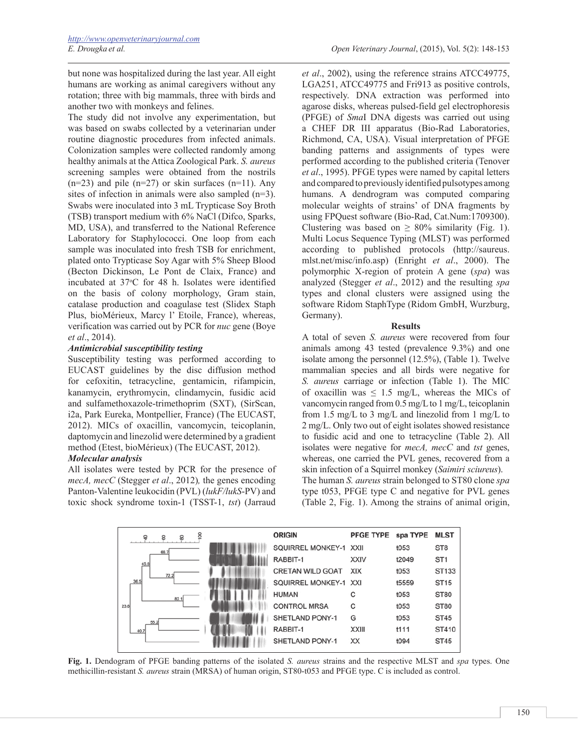but none was hospitalized during the last year. All eight humans are working as animal caregivers without any rotation; three with big mammals, three with birds and another two with monkeys and felines.

The study did not involve any experimentation, but was based on swabs collected by a veterinarian under routine diagnostic procedures from infected animals. Colonization samples were collected randomly among healthy animals at the Attica Zoological Park. *S. aureus* screening samples were obtained from the nostrils (n=23) and pile (n=27) or skin surfaces (n=11). Any sites of infection in animals were also sampled (n=3). Swabs were inoculated into 3 mL Trypticase Soy Broth (TSB) transport medium with 6% NaCl (Difco, Sparks, MD, USA), and transferred to the National Reference Laboratory for Staphylococci. One loop from each sample was inoculated into fresh TSB for enrichment, plated onto Trypticase Soy Agar with 5% Sheep Blood (Becton Dickinson, Le Pont de Claix, France) and incubated at 37°C for 48 h. Isolates were identified on the basis of colony morphology, Gram stain, catalase production and coagulase test (Slidex Staph Plus, bioMérieux, Marcy l' Etoile, France), whereas, verification was carried out by PCR for *nuc* gene (Boye *et al*., 2014).

***Antimicrobial susceptibility testing***

Susceptibility testing was performed according to EUCAST guidelines by the disc diffusion method for cefoxitin, tetracycline, gentamicin, rifampicin, kanamycin, erythromycin, clindamycin, fusidic acid and sulfamethoxazole-trimethoprim (SXT), (SirScan, i2a, Park Eureka, Montpellier, France) (The EUCAST, 2012). MICs of oxacillin, vancomycin, teicoplanin, daptomycin and linezolid were determined by a gradient method (Etest, bioMérieux) (The EUCAST, 2012).

***Molecular analysis***

All isolates were tested by PCR for the presence of *mecA, mecC* (Stegger *et al*., 2012)*,* the genes encoding Panton-Valentine leukocidin (PVL) (*lukF/lukS*-PV) and toxic shock syndrome toxin-1 (TSST-1, *tst*) (Jarraud *et al*., 2002), using the reference strains ATCC49775, LGA251, ATCC49775 and Fri913 as positive controls, respectively. DNA extraction was performed into agarose disks, whereas pulsed-field gel electrophoresis (PFGE) of *Sma*I DNA digests was carried out using a CHEF DR III apparatus (Bio-Rad Laboratories, Richmond, CA, USA). Visual interpretation of PFGE banding patterns and assignments of types were performed according to the published criteria (Tenover *et al*., 1995). PFGE types were named by capital letters and compared to previously identified pulsotypes among humans. A dendrogram was computed comparing molecular weights of strains' of DNA fragments by using FPQuest software (Bio-Rad, Cat.Num:1709300). Clustering was based on ≥ 80% similarity (Fig. 1). Multi Locus Sequence Typing (MLST) was performed according to published protocols (http://saureus.mlst.net/misc/info.asp) (Enright *et al*., 2000). The polymorphic X-region of protein A gene (*spa*) was analyzed (Stegger *et al*., 2012) and the resulting *spa* types and clonal clusters were assigned using the software Ridom StaphType (Ridom GmbH, Wurzburg, Germany).

**Results**

A total of seven *S. aureus* were recovered from four animals among 43 tested (prevalence 9.3%) and one isolate among the personnel (12.5%), (Table 1). Twelve mammalian species and all birds were negative for *S. aureus* carriage or infection (Table 1). The MIC of oxacillin was ≤ 1.5 mg/L, whereas the MICs of vancomycin ranged from 0.5 mg/L to 1 mg/L, teicoplanin from 1.5 mg/L to 3 mg/L and linezolid from 1 mg/L to 2 mg/L. Only two out of eight isolates showed resistance to fusidic acid and one to tetracycline (Table 2). All isolates were negative for *mecA, mecC* and *tst* genes, whereas, one carried the PVL genes, recovered from a skin infection of a Squirrel monkey (*Saimiri sciureus*).

The human *S. aureus* strain belonged to ST80 clone *spa* type t053, PFGE type C and negative for PVL genes (Table 2, Fig. 1). Among the strains of animal origin,

| ORIGIN | PFGE TYPE | spa TYPE | MLST |
|---|---|---|---|
| SQUIRREL MONKEY-1 | XXII | t053 | ST8 |
| RABBIT-1 | XXIV | t2049 | ST1 |
| CRETAN WILD GOAT | XIX | t053 | ST133 |
| SQUIRREL MONKEY-1 | XXI | t5559 | ST15 |
| HUMAN | C | t053 | ST80 |
| CONTROL MRSA | C | t053 | ST80 |
| SHETLAND PONY-1 | G | t053 | ST45 |
| RABBIT-1 | XXIII | t111 | ST410 |
| SHETLAND PONY-1 | XX | t094 | ST45 |

**Fig. 1.** Dendogram of PFGE banding patterns of the isolated *S. aureus* strains and the respective MLST and *spa* types. One methicillin-resistant *S. aureus* strain (MRSA) of human origin, ST80-t053 and PFGE type. C is included as control.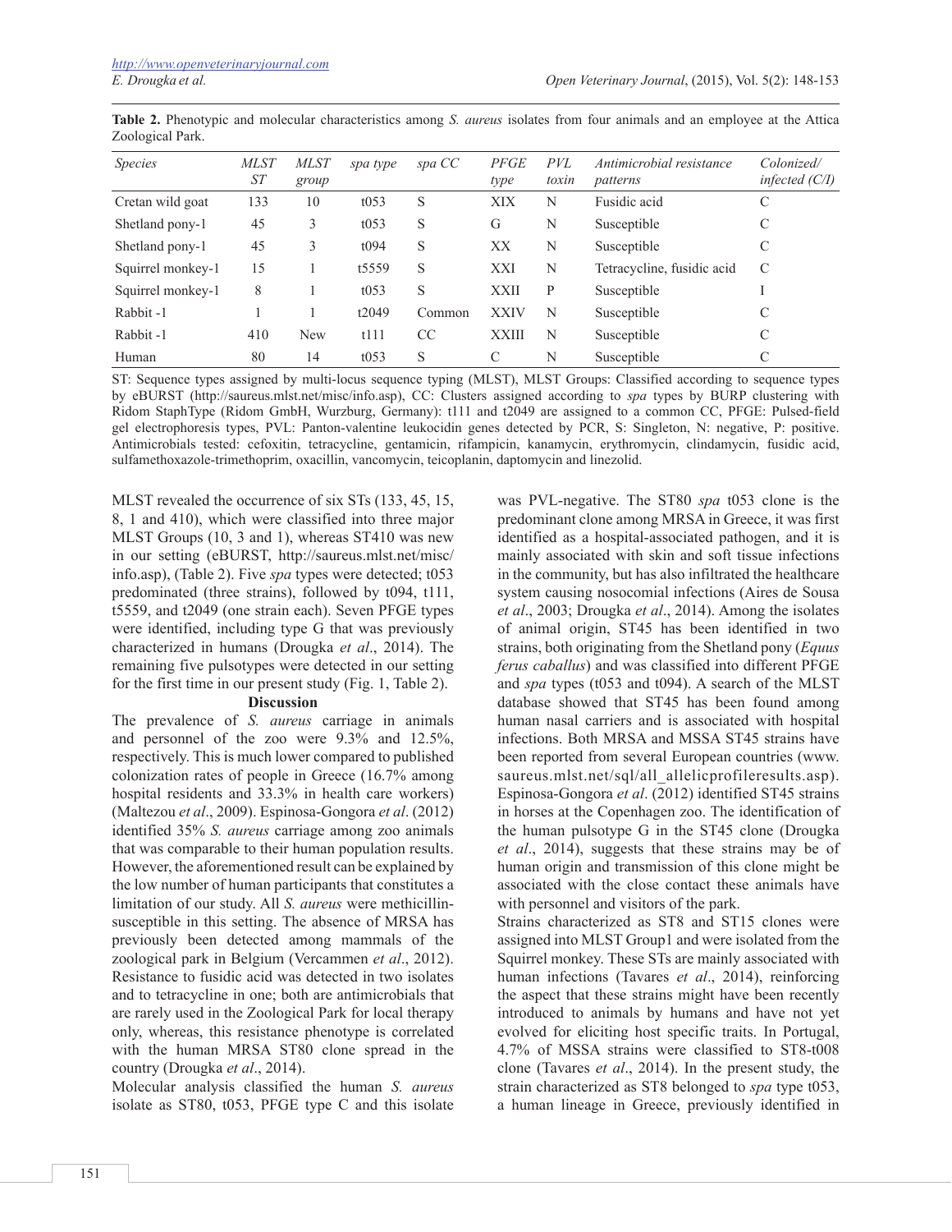**Table 2.** Phenotypic and molecular characteristics among *S. aureus* isolates from four animals and an employee at the Attica Zoological Park.

| *Species* | *MLST ST* | *MLST group* | *spa type* | *spa CC* | *PFGE type* | *PVL toxin* | *Antimicrobial resistance patterns* | *Colonized/ infected (C/I)* |
|---|---|---|---|---|---|---|---|---|
| Cretan wild goat | 133 | 10 | t053 | S | XIX | N | Fusidic acid | C |
| Shetland pony-1 | 45 | 3 | t053 | S | G | N | Susceptible | C |
| Shetland pony-1 | 45 | 3 | t094 | S | XX | N | Susceptible | C |
| Squirrel monkey-1 | 15 | 1 | t5559 | S | XXI | N | Tetracycline, fusidic acid | C |
| Squirrel monkey-1 | 8 | 1 | t053 | S | XXII | P | Susceptible | I |
| Rabbit -1 | 1 | 1 | t2049 | Common | XXIV | N | Susceptible | C |
| Rabbit -1 | 410 | New | t111 | CC | XXIII | N | Susceptible | C |
| Human | 80 | 14 | t053 | S | C | N | Susceptible | C |

ST: Sequence types assigned by multi-locus sequence typing (MLST), MLST Groups: Classified according to sequence types by eBURST (http://saureus.mlst.net/misc/info.asp), CC: Clusters assigned according to *spa* types by BURP clustering with Ridom StaphType (Ridom GmbH, Wurzburg, Germany): t111 and t2049 are assigned to a common CC, PFGE: Pulsed-field gel electrophoresis types, PVL: Panton-valentine leukocidin genes detected by PCR, S: Singleton, N: negative, P: positive. Antimicrobials tested: cefoxitin, tetracycline, gentamicin, rifampicin, kanamycin, erythromycin, clindamycin, fusidic acid, sulfamethoxazole-trimethoprim, oxacillin, vancomycin, teicoplanin, daptomycin and linezolid.

MLST revealed the occurrence of six STs (133, 45, 15, 8, 1 and 410), which were classified into three major MLST Groups (10, 3 and 1), whereas ST410 was new in our setting (eBURST, http://saureus.mlst.net/misc/info.asp), (Table 2). Five *spa* types were detected; t053 predominated (three strains), followed by t094, t111, t5559, and t2049 (one strain each). Seven PFGE types were identified, including type G that was previously characterized in humans (Drougka *et al*., 2014). The remaining five pulsotypes were detected in our setting for the first time in our present study (Fig. 1, Table 2).

## Discussion

The prevalence of *S. aureus* carriage in animals and personnel of the zoo were 9.3% and 12.5%, respectively. This is much lower compared to published colonization rates of people in Greece (16.7% among hospital residents and 33.3% in health care workers) (Maltezou *et al*., 2009). Espinosa-Gongora *et al*. (2012) identified 35% *S. aureus* carriage among zoo animals that was comparable to their human population results. However, the aforementioned result can be explained by the low number of human participants that constitutes a limitation of our study. All *S. aureus* were methicillin-susceptible in this setting. The absence of MRSA has previously been detected among mammals of the zoological park in Belgium (Vercammen *et al*., 2012). Resistance to fusidic acid was detected in two isolates and to tetracycline in one; both are antimicrobials that are rarely used in the Zoological Park for local therapy only, whereas, this resistance phenotype is correlated with the human MRSA ST80 clone spread in the country (Drougka *et al*., 2014).

Molecular analysis classified the human *S. aureus* isolate as ST80, t053, PFGE type C and this isolate was PVL-negative. The ST80 *spa* t053 clone is the predominant clone among MRSA in Greece, it was first identified as a hospital-associated pathogen, and it is mainly associated with skin and soft tissue infections in the community, but has also infiltrated the healthcare system causing nosocomial infections (Aires de Sousa *et al*., 2003; Drougka *et al*., 2014). Among the isolates of animal origin, ST45 has been identified in two strains, both originating from the Shetland pony (*Equus ferus caballus*) and was classified into different PFGE and *spa* types (t053 and t094). A search of the MLST database showed that ST45 has been found among human nasal carriers and is associated with hospital infections. Both MRSA and MSSA ST45 strains have been reported from several European countries (www.saureus.mlst.net/sql/all_allelicprofileresults.asp). Espinosa-Gongora *et al*. (2012) identified ST45 strains in horses at the Copenhagen zoo. The identification of the human pulsotype G in the ST45 clone (Drougka *et al*., 2014), suggests that these strains may be of human origin and transmission of this clone might be associated with the close contact these animals have with personnel and visitors of the park.

Strains characterized as ST8 and ST15 clones were assigned into MLST Group1 and were isolated from the Squirrel monkey. These STs are mainly associated with human infections (Tavares *et al*., 2014), reinforcing the aspect that these strains might have been recently introduced to animals by humans and have not yet evolved for eliciting host specific traits. In Portugal, 4.7% of MSSA strains were classified to ST8-t008 clone (Tavares *et al*., 2014). In the present study, the strain characterized as ST8 belonged to *spa* type t053, a human lineage in Greece, previously identified in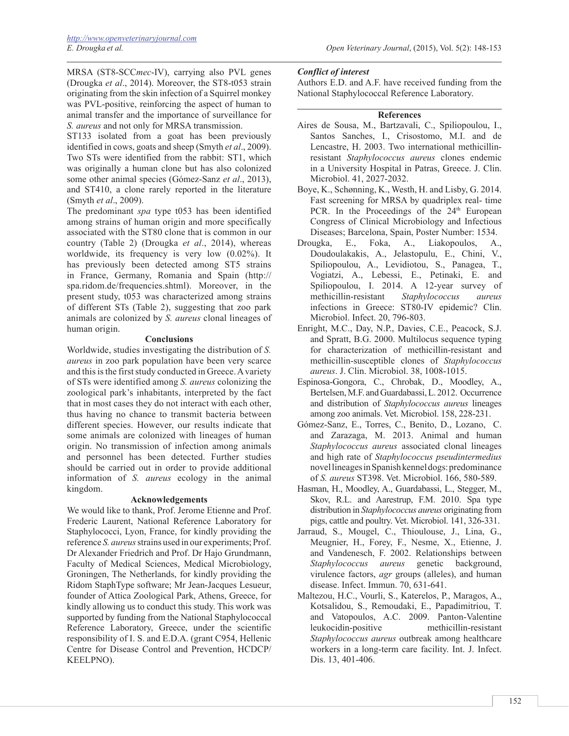MRSA (ST8-SCC*mec*-IV), carrying also PVL genes (Drougka *et al*., 2014). Moreover, the ST8-t053 strain originating from the skin infection of a Squirrel monkey was PVL-positive, reinforcing the aspect of human to animal transfer and the importance of surveillance for *S. aureus* and not only for MRSA transmission.

ST133 isolated from a goat has been previously identified in cows, goats and sheep (Smyth *et al*., 2009). Two STs were identified from the rabbit: ST1, which was originally a human clone but has also colonized some other animal species (Gómez-Sanz *et al*., 2013), and ST410, a clone rarely reported in the literature (Smyth *et al*., 2009).

The predominant *spa* type t053 has been identified among strains of human origin and more specifically associated with the ST80 clone that is common in our country (Table 2) (Drougka *et al*., 2014), whereas worldwide, its frequency is very low (0.02%). It has previously been detected among ST5 strains in France, Germany, Romania and Spain (http://spa.ridom.de/frequencies.shtml). Moreover, in the present study, t053 was characterized among strains of different STs (Table 2), suggesting that zoo park animals are colonized by *S. aureus* clonal lineages of human origin.

## Conclusions

Worldwide, studies investigating the distribution of *S. aureus* in zoo park population have been very scarce and this is the first study conducted in Greece. A variety of STs were identified among *S. aureus* colonizing the zoological park's inhabitants, interpreted by the fact that in most cases they do not interact with each other, thus having no chance to transmit bacteria between different species. However, our results indicate that some animals are colonized with lineages of human origin. No transmission of infection among animals and personnel has been detected. Further studies should be carried out in order to provide additional information of *S. aureus* ecology in the animal kingdom.

## Acknowledgements

We would like to thank, Prof. Jerome Etienne and Prof. Frederic Laurent, National Reference Laboratory for Staphylococci, Lyon, France, for kindly providing the reference *S. aureus* strains used in our experiments; Prof. Dr Alexander Friedrich and Prof. Dr Hajo Grundmann, Faculty of Medical Sciences, Medical Microbiology, Groningen, The Netherlands, for kindly providing the Ridom StaphType software; Mr Jean-Jacques Lesueur, founder of Attica Zoological Park, Athens, Greece, for kindly allowing us to conduct this study. This work was supported by funding from the National Staphylococcal Reference Laboratory, Greece, under the scientific responsibility of I. S. and E.D.A. (grant C954, Hellenic Centre for Disease Control and Prevention, HCDCP/KEELPNO).

### *Conflict of interest*

Authors E.D. and A.F. have received funding from the National Staphylococcal Reference Laboratory.

## References

Aires de Sousa, M., Bartzavali, C., Spiliopoulou, I., Santos Sanches, I., Crisostomo, M.I. and de Lencastre, H. 2003. Two international methicillin-resistant *Staphylococcus aureus* clones endemic in a University Hospital in Patras, Greece. J. Clin. Microbiol. 41, 2027-2032.

Boye, K., Schønning, K., Westh, H. and Lisby, G. 2014. Fast screening for MRSA by quadriplex real- time PCR. In the Proceedings of the 24th European Congress of Clinical Microbiology and Infectious Diseases; Barcelona, Spain, Poster Number: 1534.

Drougka, E., Foka, A., Liakopoulos, A., Doudoulakakis, A., Jelastopulu, E., Chini, V., Spiliopoulou, A., Levidiotou, S., Panagea, T., Vogiatzi, A., Lebessi, E., Petinaki, E. and Spiliopoulou, I. 2014. A 12-year survey of methicillin-resistant *Staphylococcus aureus* infections in Greece: ST80-IV epidemic? Clin. Microbiol. Infect. 20, 796-803.

Enright, M.C., Day, N.P., Davies, C.E., Peacock, S.J. and Spratt, B.G. 2000. Multilocus sequence typing for characterization of methicillin-resistant and methicillin-susceptible clones of *Staphylococcus aureus*. J. Clin. Microbiol. 38, 1008-1015.

Espinosa-Gongora, C., Chrobak, D., Moodley, A., Bertelsen, M.F. and Guardabassi, L. 2012. Occurrence and distribution of *Staphylococcus aureus* lineages among zoo animals. Vet. Microbiol. 158, 228-231.

Gómez-Sanz, E., Torres, C., Benito, D., Lozano, C. and Zarazaga, M. 2013. Animal and human *Staphylococcus aureus* associated clonal lineages and high rate of *Staphylococcus pseudintermedius* novel lineages in Spanish kennel dogs: predominance of *S. aureus* ST398. Vet. Microbiol. 166, 580-589.

Hasman, H., Moodley, A., Guardabassi, L., Stegger, M., Skov, R.L. and Aarestrup, F.M. 2010. Spa type distribution in *Staphylococcus aureus* originating from pigs, cattle and poultry. Vet. Microbiol. 141, 326-331.

Jarraud, S., Mougel, C., Thioulouse, J., Lina, G., Meugnier, H., Forey, F., Nesme, X., Etienne, J. and Vandenesch, F. 2002. Relationships between *Staphylococcus aureus* genetic background, virulence factors, *agr* groups (alleles), and human disease. Infect. Immun. 70, 631-641.

Maltezou, H.C., Vourli, S., Katerelos, P., Maragos, A., Kotsalidou, S., Remoudaki, E., Papadimitriou, T. and Vatopoulos, A.C. 2009. Panton-Valentine leukocidin-positive methicillin-resistant *Staphylococcus aureus* outbreak among healthcare workers in a long-term care facility. Int. J. Infect. Dis. 13, 401-406.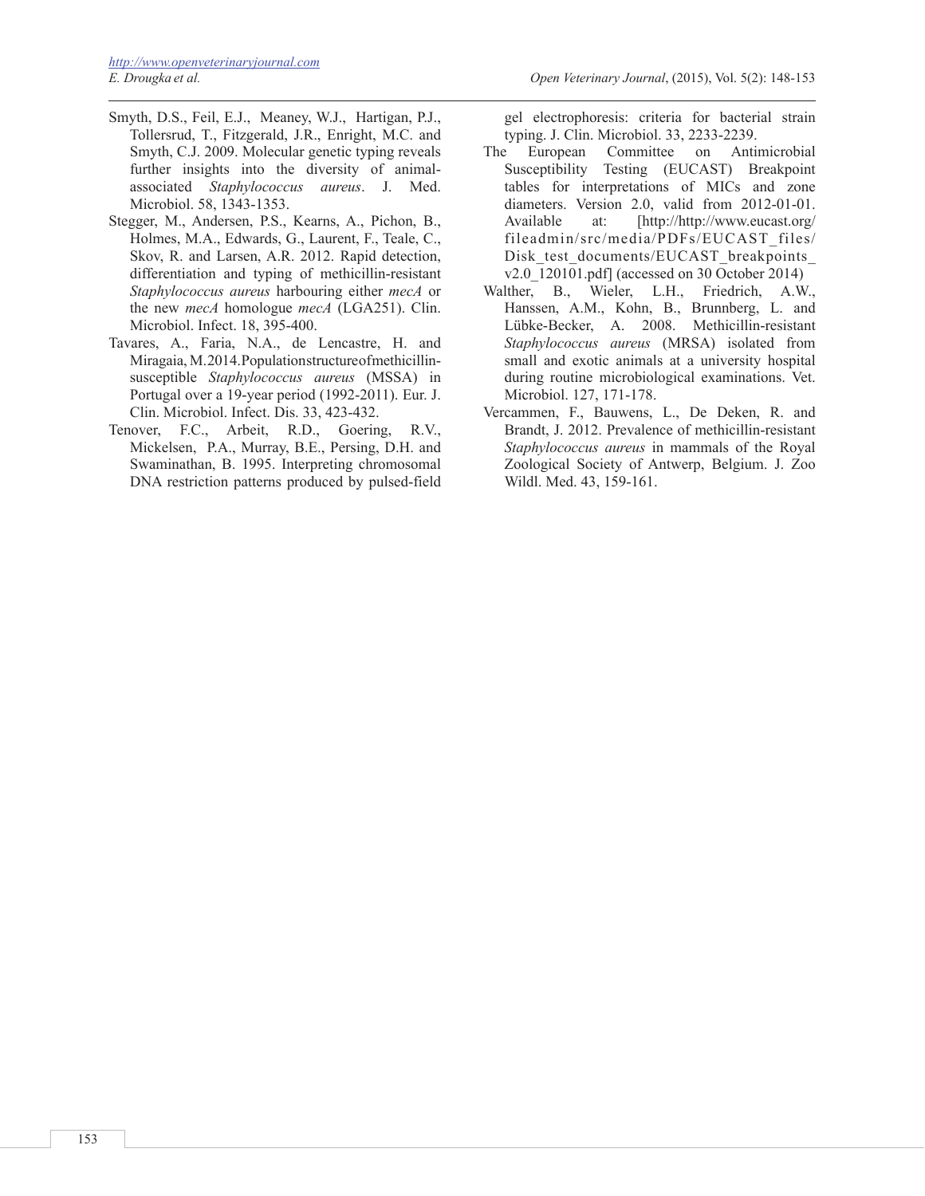Smyth, D.S., Feil, E.J., Meaney, W.J., Hartigan, P.J., Tollersrud, T., Fitzgerald, J.R., Enright, M.C. and Smyth, C.J. 2009. Molecular genetic typing reveals further insights into the diversity of animal-associated *Staphylococcus aureus*. J. Med. Microbiol. 58, 1343-1353.

Stegger, M., Andersen, P.S., Kearns, A., Pichon, B., Holmes, M.A., Edwards, G., Laurent, F., Teale, C., Skov, R. and Larsen, A.R. 2012. Rapid detection, differentiation and typing of methicillin-resistant *Staphylococcus aureus* harbouring either *mecA* or the new *mecA* homologue *mecA* (LGA251). Clin. Microbiol. Infect. 18, 395-400.

Tavares, A., Faria, N.A., de Lencastre, H. and Miragaia, M. 2014. Population structure of methicillin-susceptible *Staphylococcus aureus* (MSSA) in Portugal over a 19-year period (1992-2011). Eur. J. Clin. Microbiol. Infect. Dis. 33, 423-432.

Tenover, F.C., Arbeit, R.D., Goering, R.V., Mickelsen, P.A., Murray, B.E., Persing, D.H. and Swaminathan, B. 1995. Interpreting chromosomal DNA restriction patterns produced by pulsed-field gel electrophoresis: criteria for bacterial strain typing. J. Clin. Microbiol. 33, 2233-2239.

The European Committee on Antimicrobial Susceptibility Testing (EUCAST) Breakpoint tables for interpretations of MICs and zone diameters. Version 2.0, valid from 2012-01-01. Available at: [http://http://www.eucast.org/fileadmin/src/media/PDFs/EUCAST_files/Disk_test_documents/EUCAST_breakpoints_v2.0_120101.pdf] (accessed on 30 October 2014)

Walther, B., Wieler, L.H., Friedrich, A.W., Hanssen, A.M., Kohn, B., Brunnberg, L. and Lübke-Becker, A. 2008. Methicillin-resistant *Staphylococcus aureus* (MRSA) isolated from small and exotic animals at a university hospital during routine microbiological examinations. Vet. Microbiol. 127, 171-178.

Vercammen, F., Bauwens, L., De Deken, R. and Brandt, J. 2012. Prevalence of methicillin-resistant *Staphylococcus aureus* in mammals of the Royal Zoological Society of Antwerp, Belgium. J. Zoo Wildl. Med. 43, 159-161.